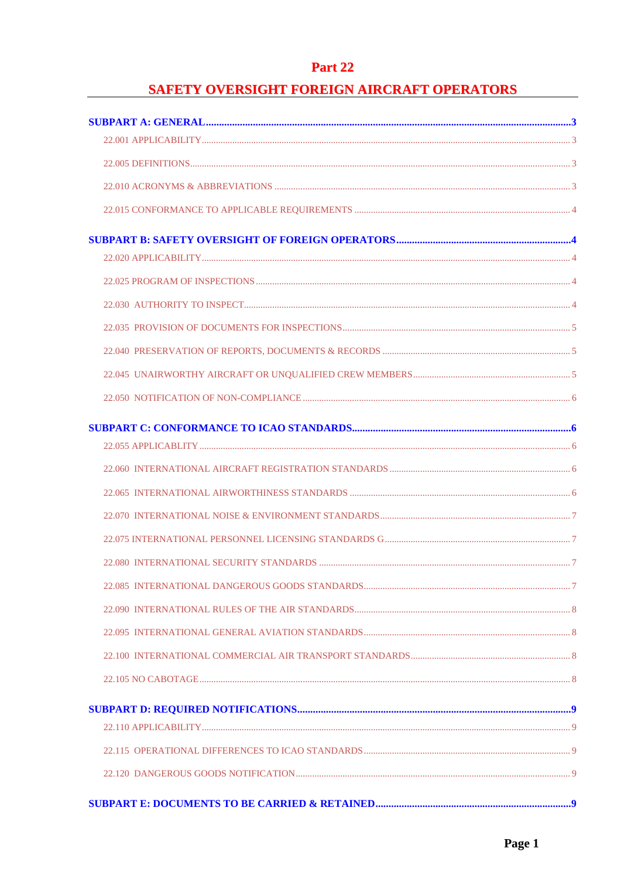# Part 22

## SAFETY OVERSIGHT FOREIGN AIRCRAFT OPERATORS

**SUBPART A: GENERAL** .......... 3

22.001 APPLICABILITY .......... 3

22.005 DEFINITIONS .......... 3

22.010 ACRONYMS & ABBREVIATIONS .......... 3

22.015 CONFORMANCE TO APPLICABLE REQUIREMENTS .......... 4

**SUBPART B: SAFETY OVERSIGHT OF FOREIGN OPERATORS** .......... 4

22.020 APPLICABILITY .......... 4

22.025 PROGRAM OF INSPECTIONS .......... 4

22.030 AUTHORITY TO INSPECT .......... 4

22.035 PROVISION OF DOCUMENTS FOR INSPECTIONS .......... 5

22.040 PRESERVATION OF REPORTS, DOCUMENTS & RECORDS .......... 5

22.045 UNAIRWORTHY AIRCRAFT OR UNQUALIFIED CREW MEMBERS .......... 5

22.050 NOTIFICATION OF NON-COMPLIANCE .......... 6

**SUBPART C: CONFORMANCE TO ICAO STANDARDS** .......... 6

22.055 APPLICABLITY .......... 6

22.060 INTERNATIONAL AIRCRAFT REGISTRATION STANDARDS .......... 6

22.065 INTERNATIONAL AIRWORTHINESS STANDARDS .......... 6

22.070 INTERNATIONAL NOISE & ENVIRONMENT STANDARDS .......... 7

22.075 INTERNATIONAL PERSONNEL LICENSING STANDARDS G .......... 7

22.080 INTERNATIONAL SECURITY STANDARDS .......... 7

22.085 INTERNATIONAL DANGEROUS GOODS STANDARDS .......... 7

22.090 INTERNATIONAL RULES OF THE AIR STANDARDS .......... 8

22.095 INTERNATIONAL GENERAL AVIATION STANDARDS .......... 8

22.100 INTERNATIONAL COMMERCIAL AIR TRANSPORT STANDARDS .......... 8

22.105 NO CABOTAGE .......... 8

**SUBPART D: REQUIRED NOTIFICATIONS** .......... 9

22.110 APPLICABILITY .......... 9

22.115 OPERATIONAL DIFFERENCES TO ICAO STANDARDS .......... 9

22.120 DANGEROUS GOODS NOTIFICATION .......... 9

**SUBPART E: DOCUMENTS TO BE CARRIED & RETAINED** .......... 9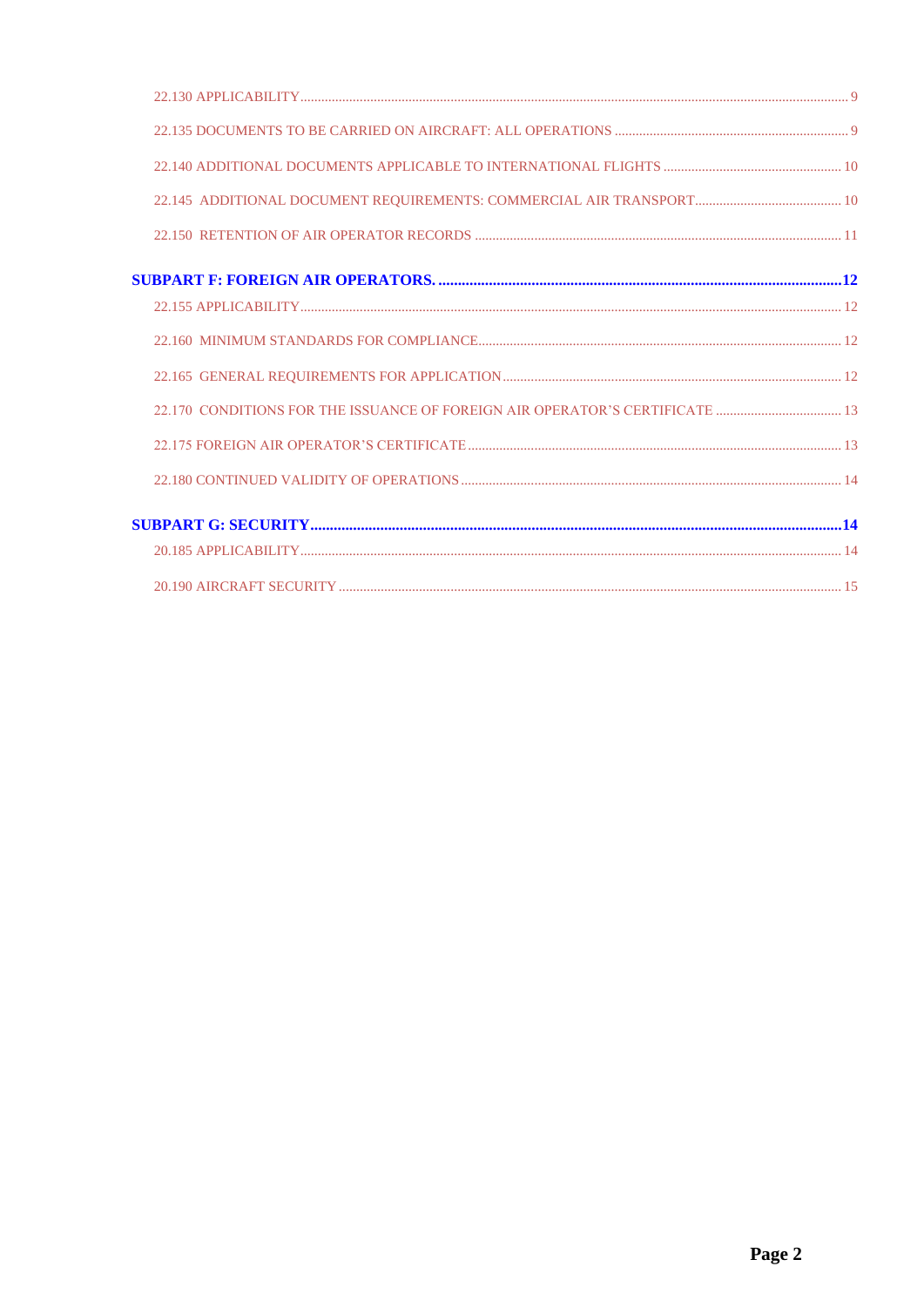22.130 APPLICABILITY ..... 9

22.135 DOCUMENTS TO BE CARRIED ON AIRCRAFT: ALL OPERATIONS ..... 9

22.140 ADDITIONAL DOCUMENTS APPLICABLE TO INTERNATIONAL FLIGHTS ..... 10

22.145 ADDITIONAL DOCUMENT REQUIREMENTS: COMMERCIAL AIR TRANSPORT ..... 10

22.150 RETENTION OF AIR OPERATOR RECORDS ..... 11

**SUBPART F: FOREIGN AIR OPERATORS. ..... 12**

22.155 APPLICABILITY ..... 12

22.160 MINIMUM STANDARDS FOR COMPLIANCE ..... 12

22.165 GENERAL REQUIREMENTS FOR APPLICATION ..... 12

22.170 CONDITIONS FOR THE ISSUANCE OF FOREIGN AIR OPERATOR'S CERTIFICATE ..... 13

22.175 FOREIGN AIR OPERATOR'S CERTIFICATE ..... 13

22.180 CONTINUED VALIDITY OF OPERATIONS ..... 14

**SUBPART G: SECURITY ..... 14**

20.185 APPLICABILITY ..... 14

20.190 AIRCRAFT SECURITY ..... 15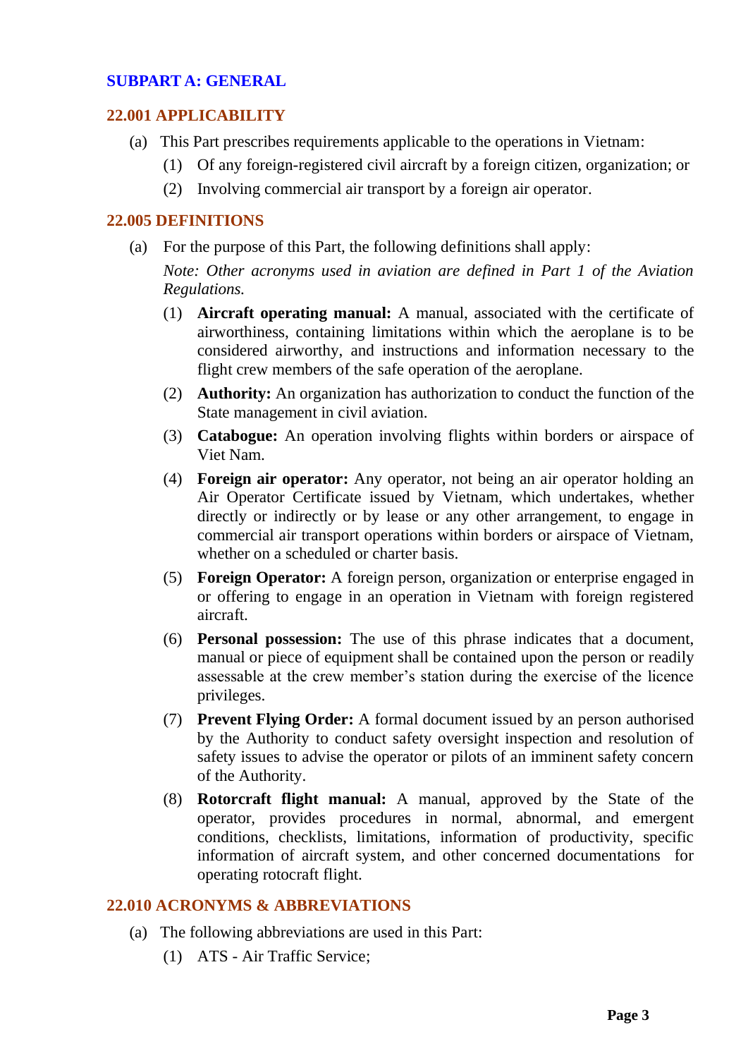## SUBPART A: GENERAL

### 22.001 APPLICABILITY

(a) This Part prescribes requirements applicable to the operations in Vietnam:

  (1) Of any foreign-registered civil aircraft by a foreign citizen, organization; or

  (2) Involving commercial air transport by a foreign air operator.

### 22.005 DEFINITIONS

(a) For the purpose of this Part, the following definitions shall apply:

*Note: Other acronyms used in aviation are defined in Part 1 of the Aviation Regulations.*

  (1) **Aircraft operating manual:** A manual, associated with the certificate of airworthiness, containing limitations within which the aeroplane is to be considered airworthy, and instructions and information necessary to the flight crew members of the safe operation of the aeroplane.

  (2) **Authority:** An organization has authorization to conduct the function of the State management in civil aviation.

  (3) **Catabogue:** An operation involving flights within borders or airspace of Viet Nam.

  (4) **Foreign air operator:** Any operator, not being an air operator holding an Air Operator Certificate issued by Vietnam, which undertakes, whether directly or indirectly or by lease or any other arrangement, to engage in commercial air transport operations within borders or airspace of Vietnam, whether on a scheduled or charter basis.

  (5) **Foreign Operator:** A foreign person, organization or enterprise engaged in or offering to engage in an operation in Vietnam with foreign registered aircraft.

  (6) **Personal possession:** The use of this phrase indicates that a document, manual or piece of equipment shall be contained upon the person or readily assessable at the crew member's station during the exercise of the licence privileges.

  (7) **Prevent Flying Order:** A formal document issued by an person authorised by the Authority to conduct safety oversight inspection and resolution of safety issues to advise the operator or pilots of an imminent safety concern of the Authority.

  (8) **Rotorcraft flight manual:** A manual, approved by the State of the operator, provides procedures in normal, abnormal, and emergent conditions, checklists, limitations, information of productivity, specific information of aircraft system, and other concerned documentations for operating rotocraft flight.

### 22.010 ACRONYMS & ABBREVIATIONS

(a) The following abbreviations are used in this Part:

  (1) ATS - Air Traffic Service;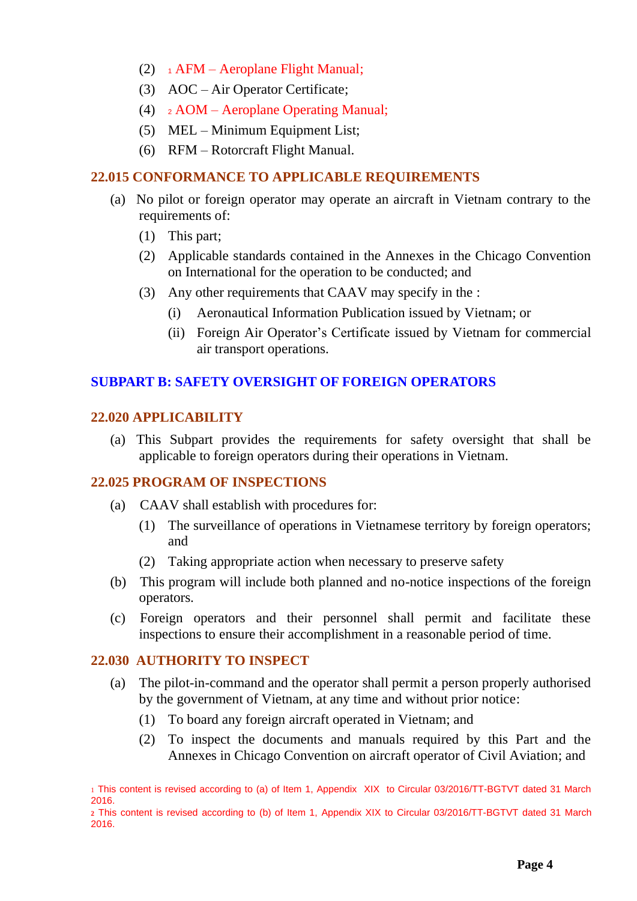(2) [1] AFM – Aeroplane Flight Manual;

(3) AOC – Air Operator Certificate;

(4) [2] AOM – Aeroplane Operating Manual;

(5) MEL – Minimum Equipment List;

(6) RFM – Rotorcraft Flight Manual.

### 22.015 CONFORMANCE TO APPLICABLE REQUIREMENTS

(a) No pilot or foreign operator may operate an aircraft in Vietnam contrary to the requirements of:

- (1) This part;
- (2) Applicable standards contained in the Annexes in the Chicago Convention on International for the operation to be conducted; and
- (3) Any other requirements that CAAV may specify in the :
  - (i) Aeronautical Information Publication issued by Vietnam; or
  - (ii) Foreign Air Operator's Certificate issued by Vietnam for commercial air transport operations.

## SUBPART B: SAFETY OVERSIGHT OF FOREIGN OPERATORS

### 22.020 APPLICABILITY

(a) This Subpart provides the requirements for safety oversight that shall be applicable to foreign operators during their operations in Vietnam.

### 22.025 PROGRAM OF INSPECTIONS

(a) CAAV shall establish with procedures for:

- (1) The surveillance of operations in Vietnamese territory by foreign operators; and
- (2) Taking appropriate action when necessary to preserve safety

(b) This program will include both planned and no-notice inspections of the foreign operators.

(c) Foreign operators and their personnel shall permit and facilitate these inspections to ensure their accomplishment in a reasonable period of time.

### 22.030 AUTHORITY TO INSPECT

(a) The pilot-in-command and the operator shall permit a person properly authorised by the government of Vietnam, at any time and without prior notice:

- (1) To board any foreign aircraft operated in Vietnam; and
- (2) To inspect the documents and manuals required by this Part and the Annexes in Chicago Convention on aircraft operator of Civil Aviation; and

---

[1] This content is revised according to (a) of Item 1, Appendix XIX to Circular 03/2016/TT-BGTVT dated 31 March 2016.

[2] This content is revised according to (b) of Item 1, Appendix XIX to Circular 03/2016/TT-BGTVT dated 31 March 2016.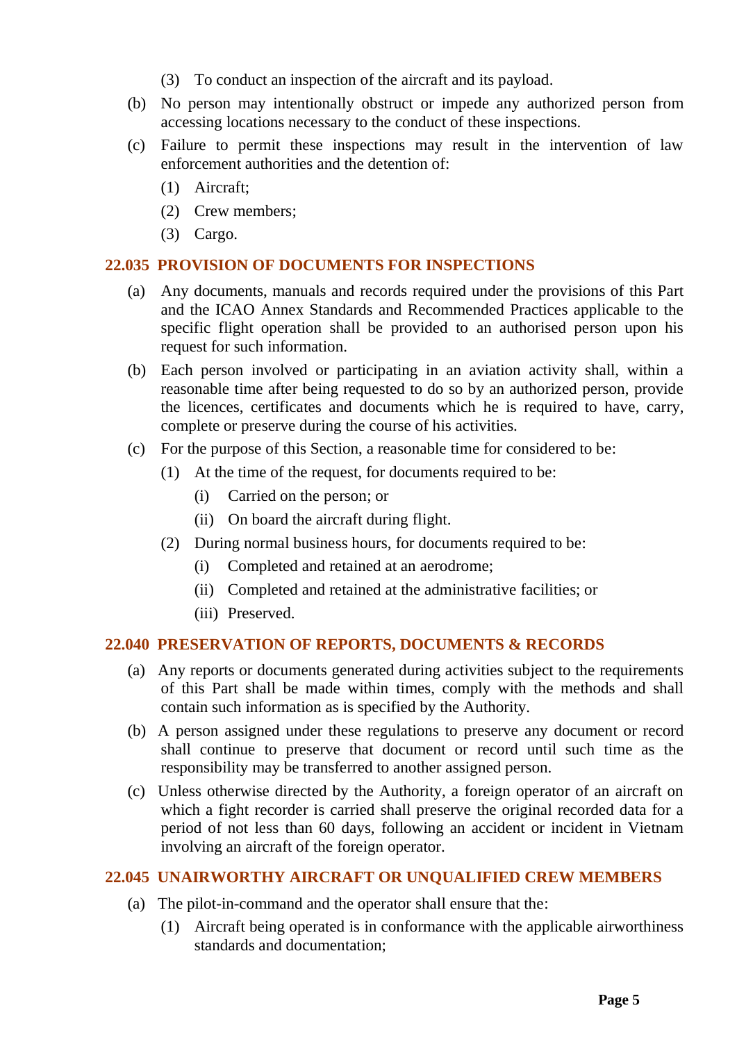(3) To conduct an inspection of the aircraft and its payload.

(b) No person may intentionally obstruct or impede any authorized person from accessing locations necessary to the conduct of these inspections.

(c) Failure to permit these inspections may result in the intervention of law enforcement authorities and the detention of:

(1) Aircraft;

(2) Crew members;

(3) Cargo.

## 22.035 PROVISION OF DOCUMENTS FOR INSPECTIONS

(a) Any documents, manuals and records required under the provisions of this Part and the ICAO Annex Standards and Recommended Practices applicable to the specific flight operation shall be provided to an authorised person upon his request for such information.

(b) Each person involved or participating in an aviation activity shall, within a reasonable time after being requested to do so by an authorized person, provide the licences, certificates and documents which he is required to have, carry, complete or preserve during the course of his activities.

(c) For the purpose of this Section, a reasonable time for considered to be:

(1) At the time of the request, for documents required to be:

(i) Carried on the person; or

(ii) On board the aircraft during flight.

(2) During normal business hours, for documents required to be:

(i) Completed and retained at an aerodrome;

(ii) Completed and retained at the administrative facilities; or

(iii) Preserved.

## 22.040 PRESERVATION OF REPORTS, DOCUMENTS & RECORDS

(a) Any reports or documents generated during activities subject to the requirements of this Part shall be made within times, comply with the methods and shall contain such information as is specified by the Authority.

(b) A person assigned under these regulations to preserve any document or record shall continue to preserve that document or record until such time as the responsibility may be transferred to another assigned person.

(c) Unless otherwise directed by the Authority, a foreign operator of an aircraft on which a fight recorder is carried shall preserve the original recorded data for a period of not less than 60 days, following an accident or incident in Vietnam involving an aircraft of the foreign operator.

## 22.045 UNAIRWORTHY AIRCRAFT OR UNQUALIFIED CREW MEMBERS

(a) The pilot-in-command and the operator shall ensure that the:

(1) Aircraft being operated is in conformance with the applicable airworthiness standards and documentation;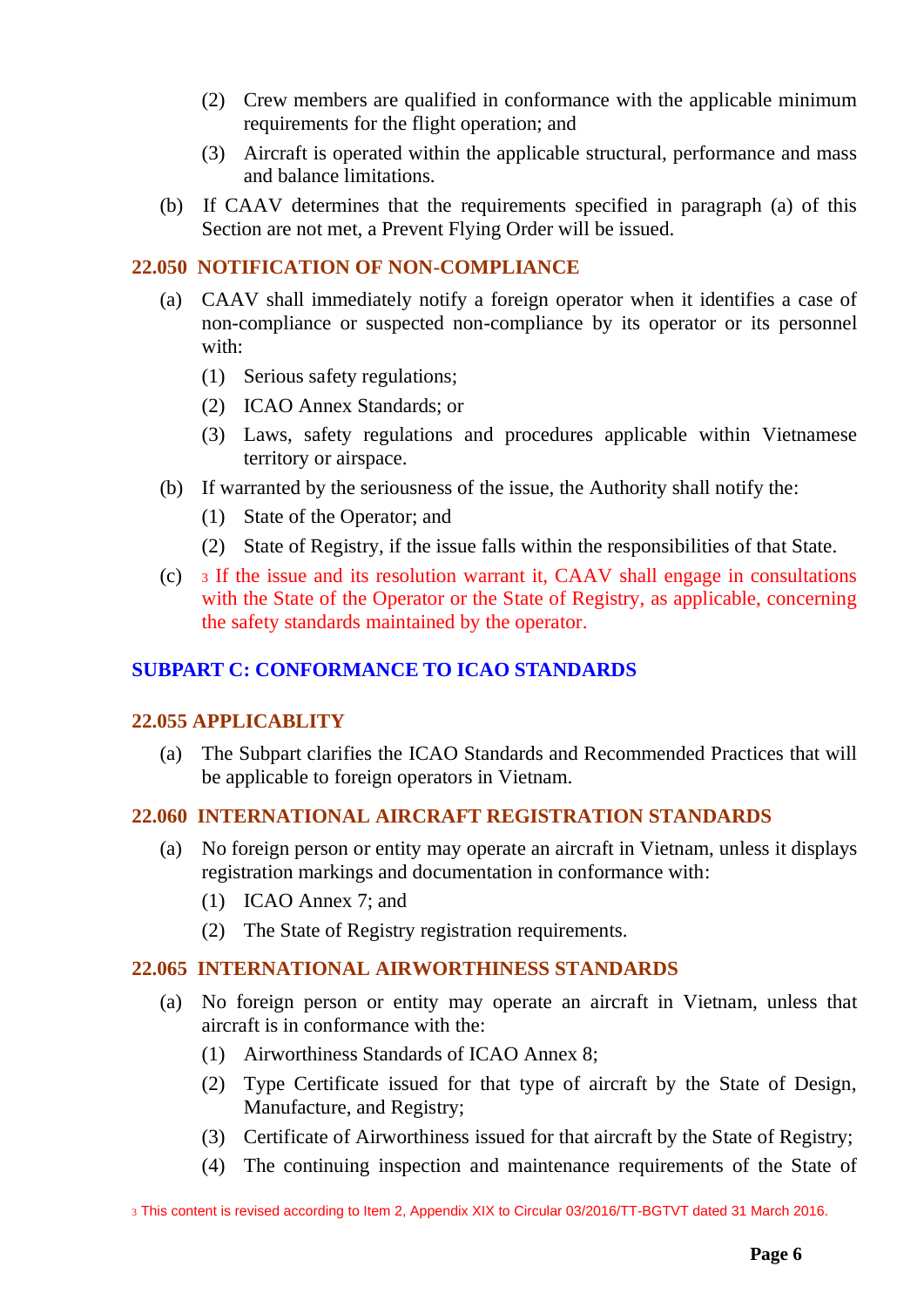(2) Crew members are qualified in conformance with the applicable minimum requirements for the flight operation; and

(3) Aircraft is operated within the applicable structural, performance and mass and balance limitations.

(b) If CAAV determines that the requirements specified in paragraph (a) of this Section are not met, a Prevent Flying Order will be issued.

### 22.050 NOTIFICATION OF NON-COMPLIANCE

(a) CAAV shall immediately notify a foreign operator when it identifies a case of non-compliance or suspected non-compliance by its operator or its personnel with:

(1) Serious safety regulations;

(2) ICAO Annex Standards; or

(3) Laws, safety regulations and procedures applicable within Vietnamese territory or airspace.

(b) If warranted by the seriousness of the issue, the Authority shall notify the:

(1) State of the Operator; and

(2) State of Registry, if the issue falls within the responsibilities of that State.

(c) [3] If the issue and its resolution warrant it, CAAV shall engage in consultations with the State of the Operator or the State of Registry, as applicable, concerning the safety standards maintained by the operator.

## SUBPART C: CONFORMANCE TO ICAO STANDARDS

### 22.055 APPLICABLITY

(a) The Subpart clarifies the ICAO Standards and Recommended Practices that will be applicable to foreign operators in Vietnam.

### 22.060 INTERNATIONAL AIRCRAFT REGISTRATION STANDARDS

(a) No foreign person or entity may operate an aircraft in Vietnam, unless it displays registration markings and documentation in conformance with:

(1) ICAO Annex 7; and

(2) The State of Registry registration requirements.

### 22.065 INTERNATIONAL AIRWORTHINESS STANDARDS

(a) No foreign person or entity may operate an aircraft in Vietnam, unless that aircraft is in conformance with the:

(1) Airworthiness Standards of ICAO Annex 8;

(2) Type Certificate issued for that type of aircraft by the State of Design, Manufacture, and Registry;

(3) Certificate of Airworthiness issued for that aircraft by the State of Registry;

(4) The continuing inspection and maintenance requirements of the State of

[3] This content is revised according to Item 2, Appendix XIX to Circular 03/2016/TT-BGTVT dated 31 March 2016.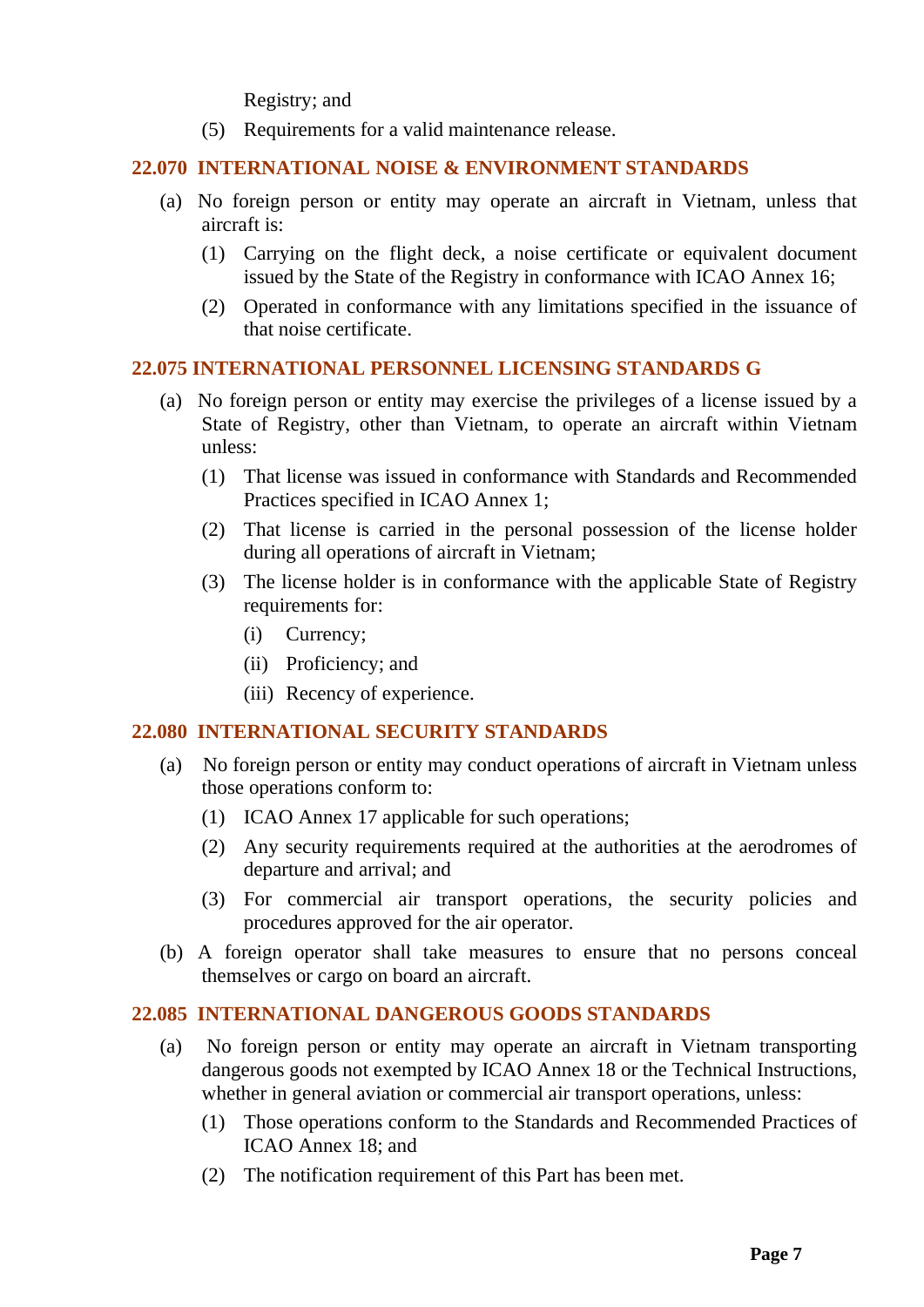Registry; and

(5) Requirements for a valid maintenance release.

### 22.070 INTERNATIONAL NOISE & ENVIRONMENT STANDARDS

(a) No foreign person or entity may operate an aircraft in Vietnam, unless that aircraft is:

(1) Carrying on the flight deck, a noise certificate or equivalent document issued by the State of the Registry in conformance with ICAO Annex 16;

(2) Operated in conformance with any limitations specified in the issuance of that noise certificate.

### 22.075 INTERNATIONAL PERSONNEL LICENSING STANDARDS G

(a) No foreign person or entity may exercise the privileges of a license issued by a State of Registry, other than Vietnam, to operate an aircraft within Vietnam unless:

(1) That license was issued in conformance with Standards and Recommended Practices specified in ICAO Annex 1;

(2) That license is carried in the personal possession of the license holder during all operations of aircraft in Vietnam;

(3) The license holder is in conformance with the applicable State of Registry requirements for:

(i) Currency;

(ii) Proficiency; and

(iii) Recency of experience.

### 22.080 INTERNATIONAL SECURITY STANDARDS

(a) No foreign person or entity may conduct operations of aircraft in Vietnam unless those operations conform to:

(1) ICAO Annex 17 applicable for such operations;

(2) Any security requirements required at the authorities at the aerodromes of departure and arrival; and

(3) For commercial air transport operations, the security policies and procedures approved for the air operator.

(b) A foreign operator shall take measures to ensure that no persons conceal themselves or cargo on board an aircraft.

### 22.085 INTERNATIONAL DANGEROUS GOODS STANDARDS

(a) No foreign person or entity may operate an aircraft in Vietnam transporting dangerous goods not exempted by ICAO Annex 18 or the Technical Instructions, whether in general aviation or commercial air transport operations, unless:

(1) Those operations conform to the Standards and Recommended Practices of ICAO Annex 18; and

(2) The notification requirement of this Part has been met.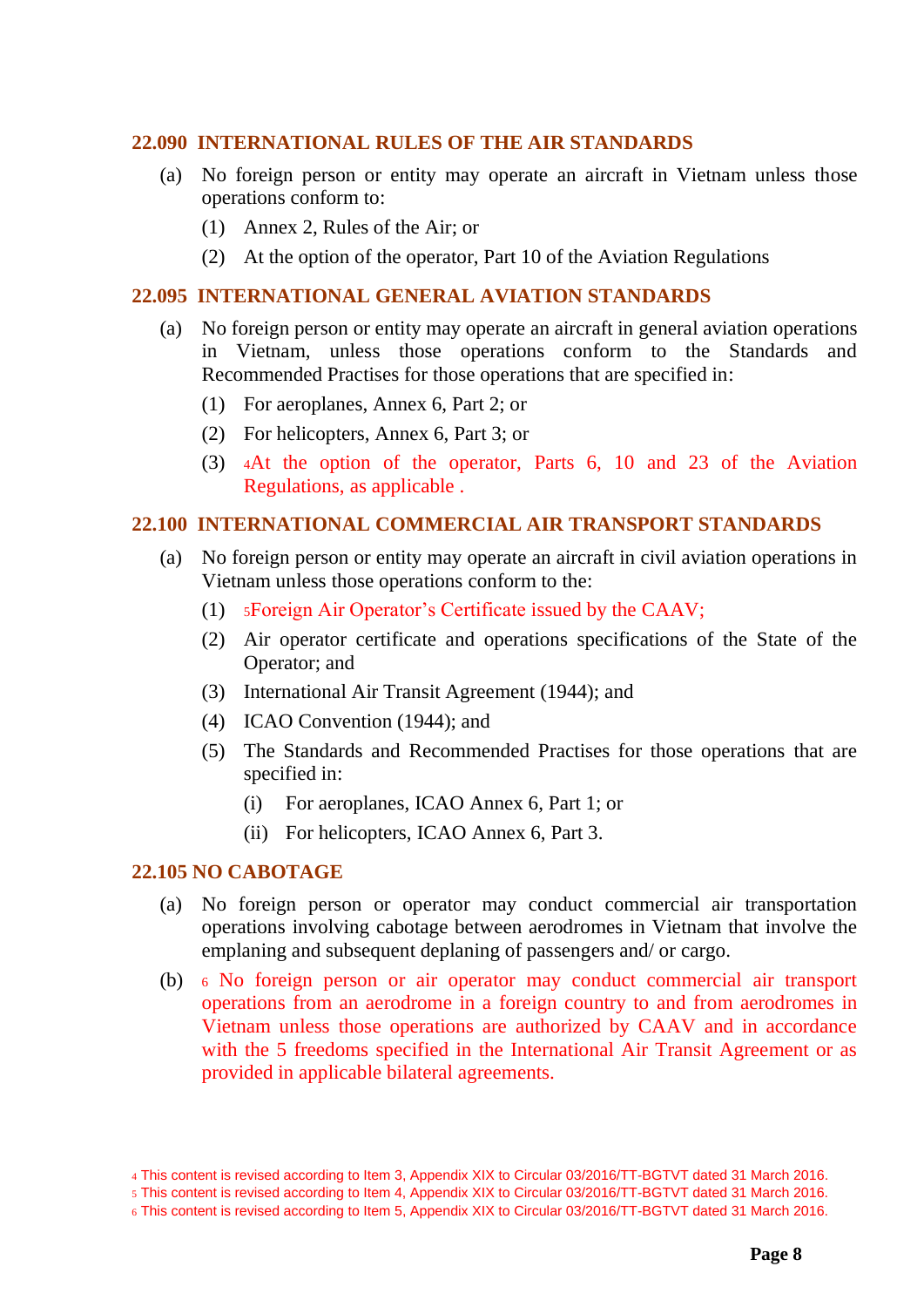## 22.090 INTERNATIONAL RULES OF THE AIR STANDARDS

(a) No foreign person or entity may operate an aircraft in Vietnam unless those operations conform to:

(1) Annex 2, Rules of the Air; or

(2) At the option of the operator, Part 10 of the Aviation Regulations

## 22.095 INTERNATIONAL GENERAL AVIATION STANDARDS

(a) No foreign person or entity may operate an aircraft in general aviation operations in Vietnam, unless those operations conform to the Standards and Recommended Practises for those operations that are specified in:

(1) For aeroplanes, Annex 6, Part 2; or

(2) For helicopters, Annex 6, Part 3; or

(3) [4]At the option of the operator, Parts 6, 10 and 23 of the Aviation Regulations, as applicable .

## 22.100 INTERNATIONAL COMMERCIAL AIR TRANSPORT STANDARDS

(a) No foreign person or entity may operate an aircraft in civil aviation operations in Vietnam unless those operations conform to the:

(1) [5]Foreign Air Operator's Certificate issued by the CAAV;

(2) Air operator certificate and operations specifications of the State of the Operator; and

(3) International Air Transit Agreement (1944); and

(4) ICAO Convention (1944); and

(5) The Standards and Recommended Practises for those operations that are specified in:

(i) For aeroplanes, ICAO Annex 6, Part 1; or

(ii) For helicopters, ICAO Annex 6, Part 3.

## 22.105 NO CABOTAGE

(a) No foreign person or operator may conduct commercial air transportation operations involving cabotage between aerodromes in Vietnam that involve the emplaning and subsequent deplaning of passengers and/ or cargo.

(b) [6] No foreign person or air operator may conduct commercial air transport operations from an aerodrome in a foreign country to and from aerodromes in Vietnam unless those operations are authorized by CAAV and in accordance with the 5 freedoms specified in the International Air Transit Agreement or as provided in applicable bilateral agreements.

---

[4] This content is revised according to Item 3, Appendix XIX to Circular 03/2016/TT-BGTVT dated 31 March 2016.

[5] This content is revised according to Item 4, Appendix XIX to Circular 03/2016/TT-BGTVT dated 31 March 2016.

[6] This content is revised according to Item 5, Appendix XIX to Circular 03/2016/TT-BGTVT dated 31 March 2016.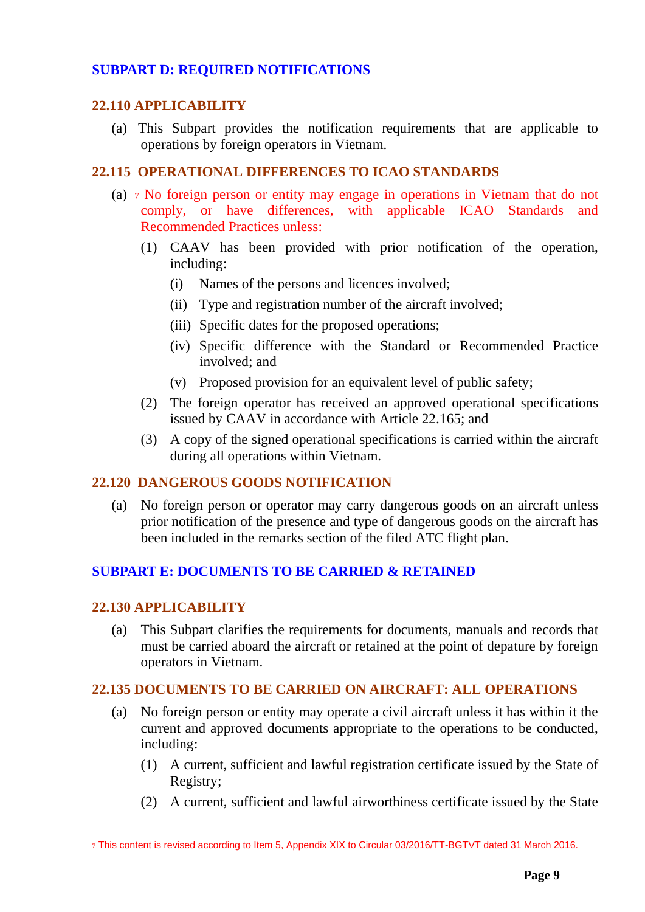## SUBPART D: REQUIRED NOTIFICATIONS

### 22.110 APPLICABILITY

(a) This Subpart provides the notification requirements that are applicable to operations by foreign operators in Vietnam.

### 22.115 OPERATIONAL DIFFERENCES TO ICAO STANDARDS

(a) [7] No foreign person or entity may engage in operations in Vietnam that do not comply, or have differences, with applicable ICAO Standards and Recommended Practices unless:

- (1) CAAV has been provided with prior notification of the operation, including:
  - (i) Names of the persons and licences involved;
  - (ii) Type and registration number of the aircraft involved;
  - (iii) Specific dates for the proposed operations;
  - (iv) Specific difference with the Standard or Recommended Practice involved; and
  - (v) Proposed provision for an equivalent level of public safety;
- (2) The foreign operator has received an approved operational specifications issued by CAAV in accordance with Article 22.165; and
- (3) A copy of the signed operational specifications is carried within the aircraft during all operations within Vietnam.

### 22.120 DANGEROUS GOODS NOTIFICATION

(a) No foreign person or operator may carry dangerous goods on an aircraft unless prior notification of the presence and type of dangerous goods on the aircraft has been included in the remarks section of the filed ATC flight plan.

## SUBPART E: DOCUMENTS TO BE CARRIED & RETAINED

### 22.130 APPLICABILITY

(a) This Subpart clarifies the requirements for documents, manuals and records that must be carried aboard the aircraft or retained at the point of depature by foreign operators in Vietnam.

### 22.135 DOCUMENTS TO BE CARRIED ON AIRCRAFT: ALL OPERATIONS

(a) No foreign person or entity may operate a civil aircraft unless it has within it the current and approved documents appropriate to the operations to be conducted, including:

- (1) A current, sufficient and lawful registration certificate issued by the State of Registry;
- (2) A current, sufficient and lawful airworthiness certificate issued by the State

[7] This content is revised according to Item 5, Appendix XIX to Circular 03/2016/TT-BGTVT dated 31 March 2016.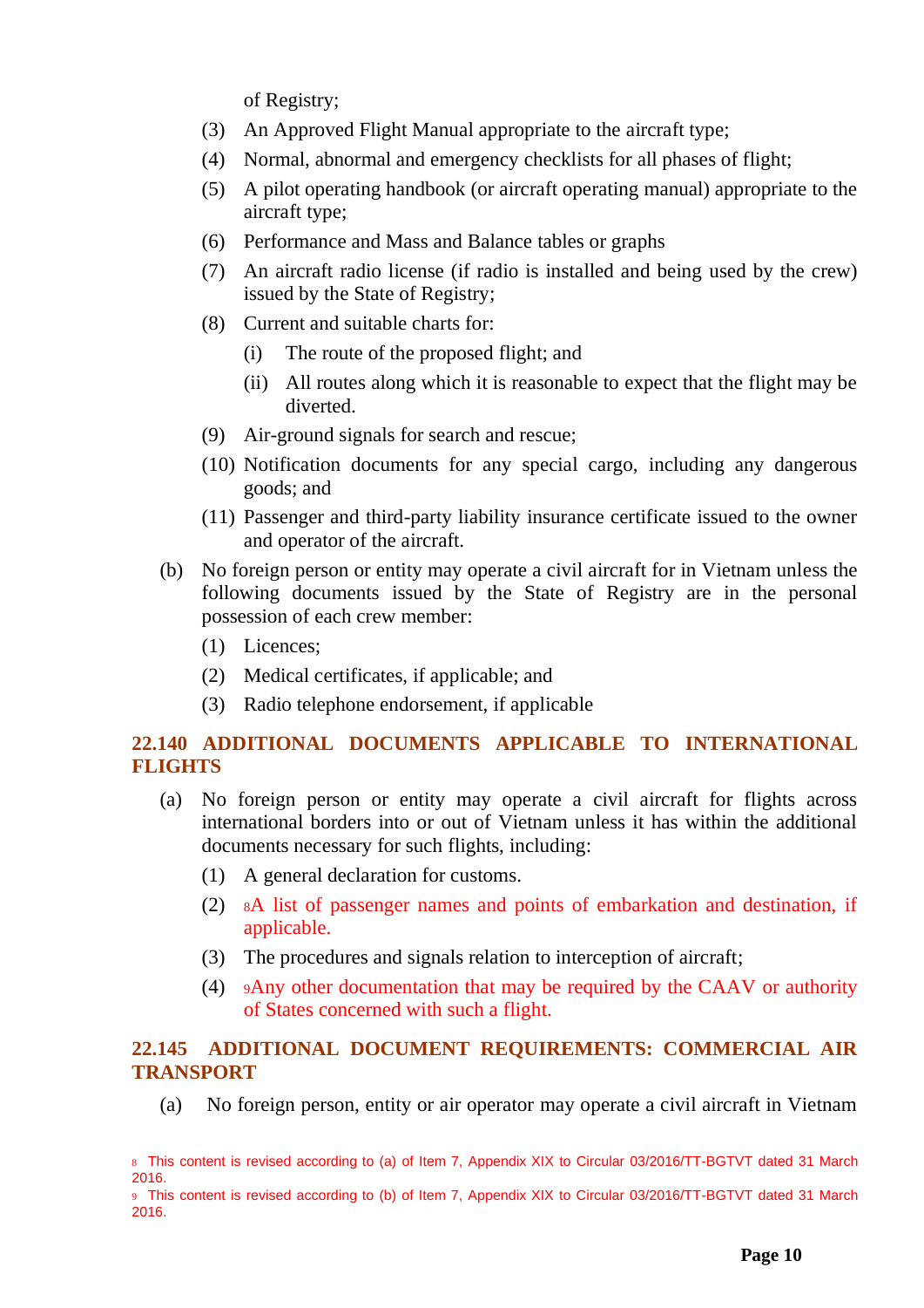of Registry;

(3) An Approved Flight Manual appropriate to the aircraft type;

(4) Normal, abnormal and emergency checklists for all phases of flight;

(5) A pilot operating handbook (or aircraft operating manual) appropriate to the aircraft type;

(6) Performance and Mass and Balance tables or graphs

(7) An aircraft radio license (if radio is installed and being used by the crew) issued by the State of Registry;

(8) Current and suitable charts for:

  (i) The route of the proposed flight; and

  (ii) All routes along which it is reasonable to expect that the flight may be diverted.

(9) Air-ground signals for search and rescue;

(10) Notification documents for any special cargo, including any dangerous goods; and

(11) Passenger and third-party liability insurance certificate issued to the owner and operator of the aircraft.

(b) No foreign person or entity may operate a civil aircraft for in Vietnam unless the following documents issued by the State of Registry are in the personal possession of each crew member:

(1) Licences;

(2) Medical certificates, if applicable; and

(3) Radio telephone endorsement, if applicable

## 22.140 ADDITIONAL DOCUMENTS APPLICABLE TO INTERNATIONAL FLIGHTS

(a) No foreign person or entity may operate a civil aircraft for flights across international borders into or out of Vietnam unless it has within the additional documents necessary for such flights, including:

(1) A general declaration for customs.

(2) [8]A list of passenger names and points of embarkation and destination, if applicable.

(3) The procedures and signals relation to interception of aircraft;

(4) [9]Any other documentation that may be required by the CAAV or authority of States concerned with such a flight.

## 22.145 ADDITIONAL DOCUMENT REQUIREMENTS: COMMERCIAL AIR TRANSPORT

(a) No foreign person, entity or air operator may operate a civil aircraft in Vietnam

[8] This content is revised according to (a) of Item 7, Appendix XIX to Circular 03/2016/TT-BGTVT dated 31 March 2016.

[9] This content is revised according to (b) of Item 7, Appendix XIX to Circular 03/2016/TT-BGTVT dated 31 March 2016.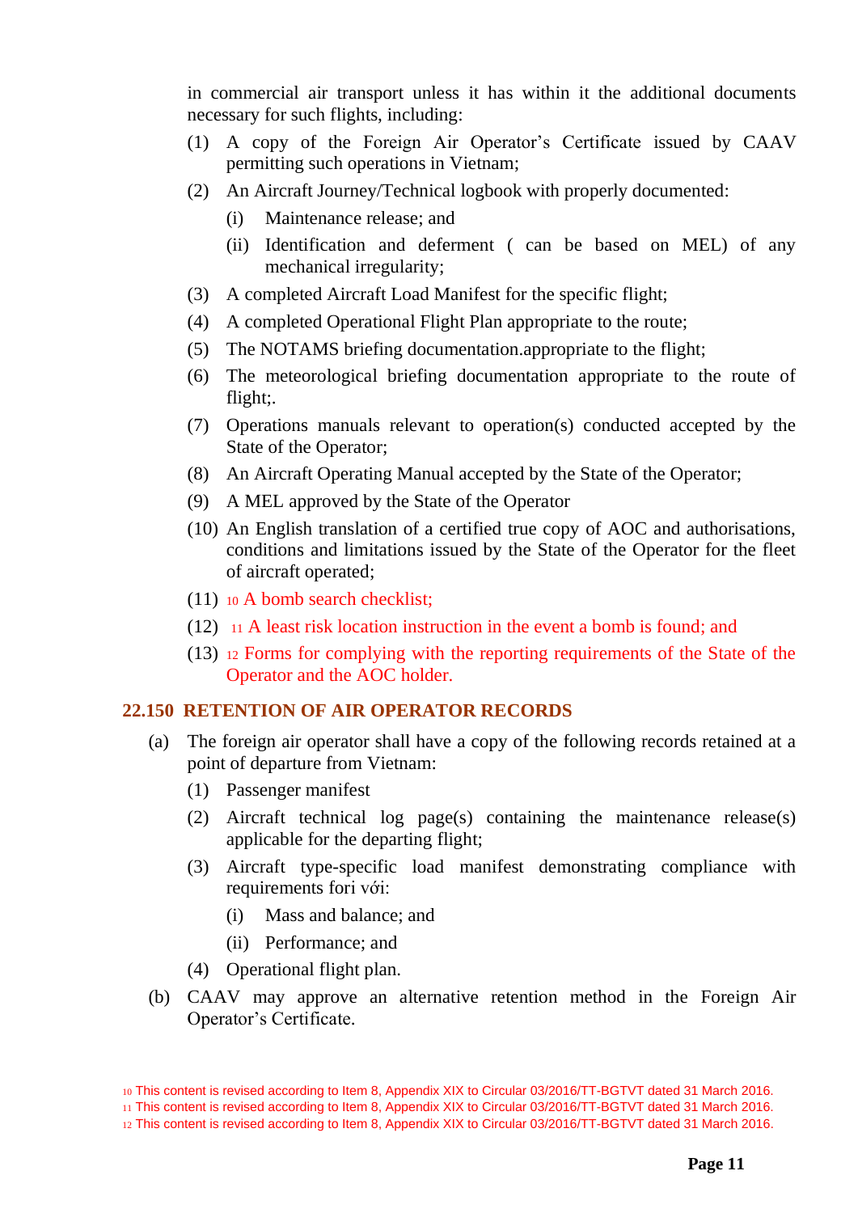in commercial air transport unless it has within it the additional documents necessary for such flights, including:

(1) A copy of the Foreign Air Operator's Certificate issued by CAAV permitting such operations in Vietnam;

(2) An Aircraft Journey/Technical logbook with properly documented:

   (i) Maintenance release; and

   (ii) Identification and deferment ( can be based on MEL) of any mechanical irregularity;

(3) A completed Aircraft Load Manifest for the specific flight;

(4) A completed Operational Flight Plan appropriate to the route;

(5) The NOTAMS briefing documentation.appropriate to the flight;

(6) The meteorological briefing documentation appropriate to the route of flight;.

(7) Operations manuals relevant to operation(s) conducted accepted by the State of the Operator;

(8) An Aircraft Operating Manual accepted by the State of the Operator;

(9) A MEL approved by the State of the Operator

(10) An English translation of a certified true copy of AOC and authorisations, conditions and limitations issued by the State of the Operator for the fleet of aircraft operated;

(11) [10] A bomb search checklist;

(12) [11] A least risk location instruction in the event a bomb is found; and

(13) [12] Forms for complying with the reporting requirements of the State of the Operator and the AOC holder.

## 22.150 RETENTION OF AIR OPERATOR RECORDS

(a) The foreign air operator shall have a copy of the following records retained at a point of departure from Vietnam:

   (1) Passenger manifest

   (2) Aircraft technical log page(s) containing the maintenance release(s) applicable for the departing flight;

   (3) Aircraft type-specific load manifest demonstrating compliance with requirements fori với:

      (i) Mass and balance; and

      (ii) Performance; and

   (4) Operational flight plan.

(b) CAAV may approve an alternative retention method in the Foreign Air Operator's Certificate.

[10] This content is revised according to Item 8, Appendix XIX to Circular 03/2016/TT-BGTVT dated 31 March 2016.

[11] This content is revised according to Item 8, Appendix XIX to Circular 03/2016/TT-BGTVT dated 31 March 2016.

[12] This content is revised according to Item 8, Appendix XIX to Circular 03/2016/TT-BGTVT dated 31 March 2016.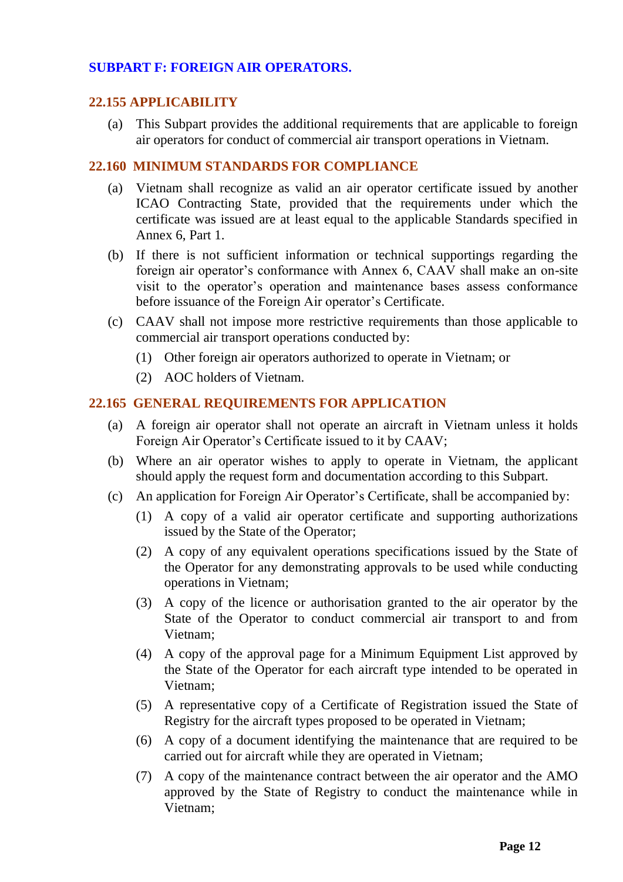## SUBPART F: FOREIGN AIR OPERATORS.

### 22.155 APPLICABILITY

(a) This Subpart provides the additional requirements that are applicable to foreign air operators for conduct of commercial air transport operations in Vietnam.

### 22.160 MINIMUM STANDARDS FOR COMPLIANCE

(a) Vietnam shall recognize as valid an air operator certificate issued by another ICAO Contracting State, provided that the requirements under which the certificate was issued are at least equal to the applicable Standards specified in Annex 6, Part 1.

(b) If there is not sufficient information or technical supportings regarding the foreign air operator's conformance with Annex 6, CAAV shall make an on-site visit to the operator's operation and maintenance bases assess conformance before issuance of the Foreign Air operator's Certificate.

(c) CAAV shall not impose more restrictive requirements than those applicable to commercial air transport operations conducted by:

(1) Other foreign air operators authorized to operate in Vietnam; or

(2) AOC holders of Vietnam.

### 22.165 GENERAL REQUIREMENTS FOR APPLICATION

(a) A foreign air operator shall not operate an aircraft in Vietnam unless it holds Foreign Air Operator's Certificate issued to it by CAAV;

(b) Where an air operator wishes to apply to operate in Vietnam, the applicant should apply the request form and documentation according to this Subpart.

(c) An application for Foreign Air Operator's Certificate, shall be accompanied by:

(1) A copy of a valid air operator certificate and supporting authorizations issued by the State of the Operator;

(2) A copy of any equivalent operations specifications issued by the State of the Operator for any demonstrating approvals to be used while conducting operations in Vietnam;

(3) A copy of the licence or authorisation granted to the air operator by the State of the Operator to conduct commercial air transport to and from Vietnam;

(4) A copy of the approval page for a Minimum Equipment List approved by the State of the Operator for each aircraft type intended to be operated in Vietnam;

(5) A representative copy of a Certificate of Registration issued the State of Registry for the aircraft types proposed to be operated in Vietnam;

(6) A copy of a document identifying the maintenance that are required to be carried out for aircraft while they are operated in Vietnam;

(7) A copy of the maintenance contract between the air operator and the AMO approved by the State of Registry to conduct the maintenance while in Vietnam;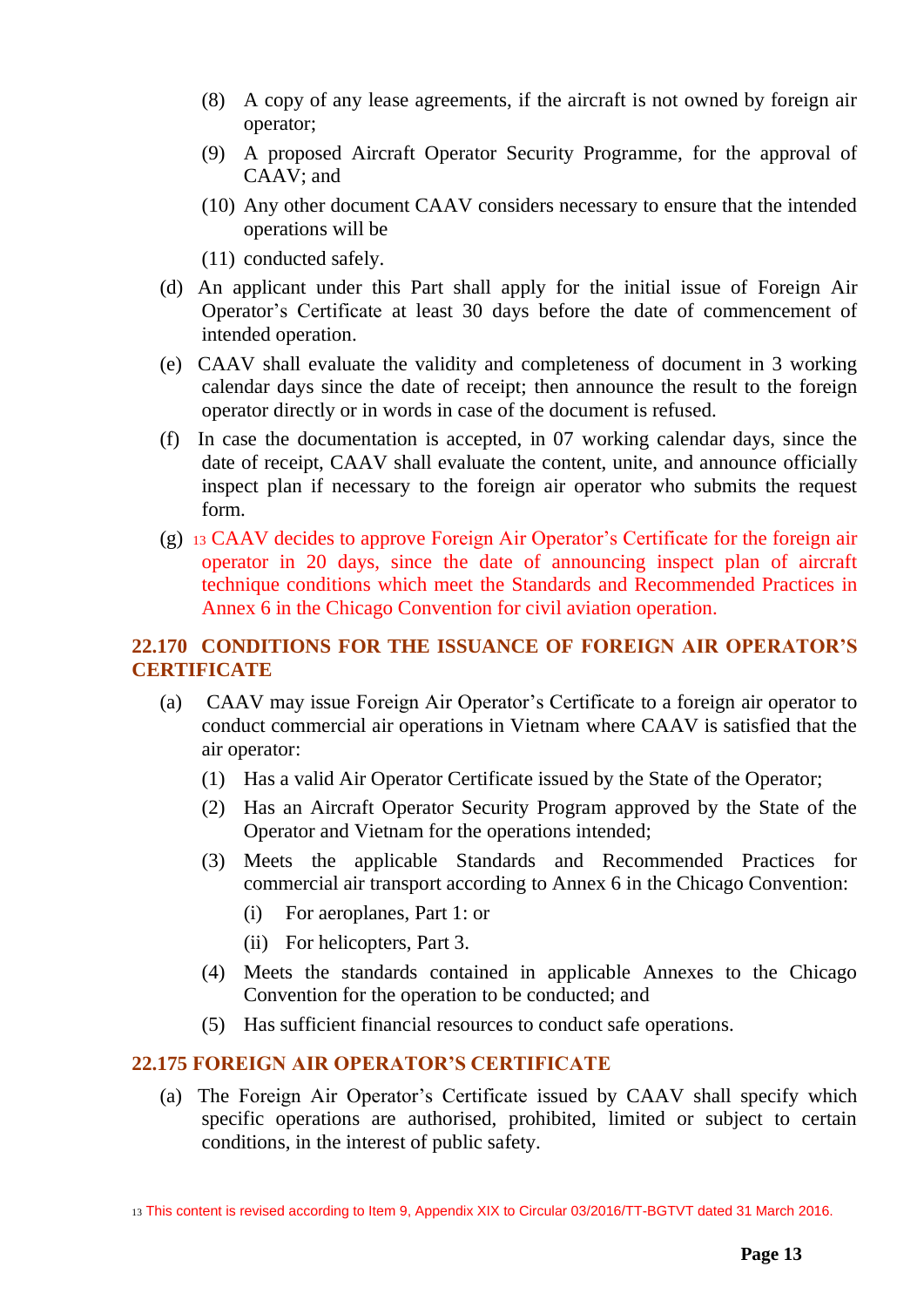(8) A copy of any lease agreements, if the aircraft is not owned by foreign air operator;

(9) A proposed Aircraft Operator Security Programme, for the approval of CAAV; and

(10) Any other document CAAV considers necessary to ensure that the intended operations will be

(11) conducted safely.

(d) An applicant under this Part shall apply for the initial issue of Foreign Air Operator's Certificate at least 30 days before the date of commencement of intended operation.

(e) CAAV shall evaluate the validity and completeness of document in 3 working calendar days since the date of receipt; then announce the result to the foreign operator directly or in words in case of the document is refused.

(f) In case the documentation is accepted, in 07 working calendar days, since the date of receipt, CAAV shall evaluate the content, unite, and announce officially inspect plan if necessary to the foreign air operator who submits the request form.

(g) [13] CAAV decides to approve Foreign Air Operator's Certificate for the foreign air operator in 20 days, since the date of announcing inspect plan of aircraft technique conditions which meet the Standards and Recommended Practices in Annex 6 in the Chicago Convention for civil aviation operation.

## 22.170 CONDITIONS FOR THE ISSUANCE OF FOREIGN AIR OPERATOR'S CERTIFICATE

(a) CAAV may issue Foreign Air Operator's Certificate to a foreign air operator to conduct commercial air operations in Vietnam where CAAV is satisfied that the air operator:

(1) Has a valid Air Operator Certificate issued by the State of the Operator;

(2) Has an Aircraft Operator Security Program approved by the State of the Operator and Vietnam for the operations intended;

(3) Meets the applicable Standards and Recommended Practices for commercial air transport according to Annex 6 in the Chicago Convention:

(i) For aeroplanes, Part 1: or

(ii) For helicopters, Part 3.

(4) Meets the standards contained in applicable Annexes to the Chicago Convention for the operation to be conducted; and

(5) Has sufficient financial resources to conduct safe operations.

## 22.175 FOREIGN AIR OPERATOR'S CERTIFICATE

(a) The Foreign Air Operator's Certificate issued by CAAV shall specify which specific operations are authorised, prohibited, limited or subject to certain conditions, in the interest of public safety.

[13] This content is revised according to Item 9, Appendix XIX to Circular 03/2016/TT-BGTVT dated 31 March 2016.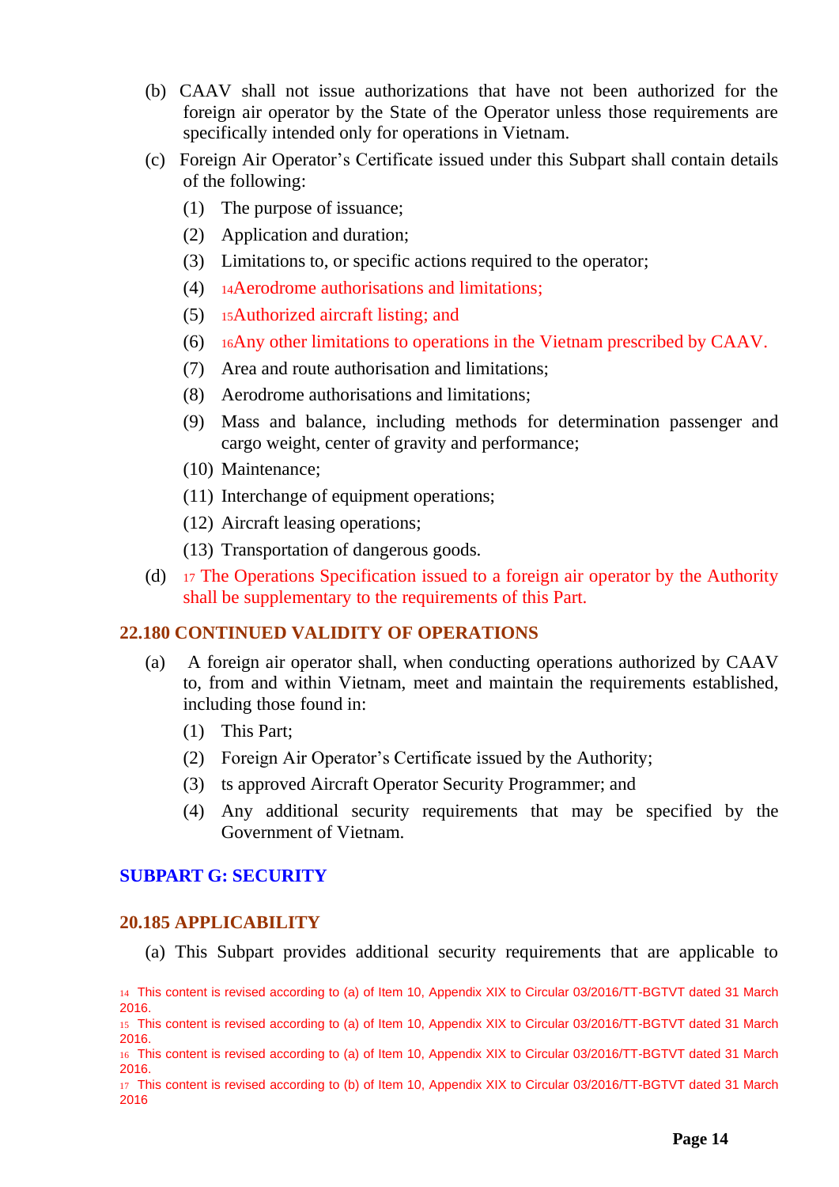(b) CAAV shall not issue authorizations that have not been authorized for the foreign air operator by the State of the Operator unless those requirements are specifically intended only for operations in Vietnam.

(c) Foreign Air Operator's Certificate issued under this Subpart shall contain details of the following:

(1) The purpose of issuance;

(2) Application and duration;

(3) Limitations to, or specific actions required to the operator;

(4) [14]Aerodrome authorisations and limitations;

(5) [15]Authorized aircraft listing; and

(6) [16]Any other limitations to operations in the Vietnam prescribed by CAAV.

(7) Area and route authorisation and limitations;

(8) Aerodrome authorisations and limitations;

(9) Mass and balance, including methods for determination passenger and cargo weight, center of gravity and performance;

(10) Maintenance;

(11) Interchange of equipment operations;

(12) Aircraft leasing operations;

(13) Transportation of dangerous goods.

(d) [17] The Operations Specification issued to a foreign air operator by the Authority shall be supplementary to the requirements of this Part.

### 22.180 CONTINUED VALIDITY OF OPERATIONS

(a) A foreign air operator shall, when conducting operations authorized by CAAV to, from and within Vietnam, meet and maintain the requirements established, including those found in:

(1) This Part;

(2) Foreign Air Operator's Certificate issued by the Authority;

(3) ts approved Aircraft Operator Security Programmer; and

(4) Any additional security requirements that may be specified by the Government of Vietnam.

## SUBPART G: SECURITY

### 20.185 APPLICABILITY

(a) This Subpart provides additional security requirements that are applicable to

[14] This content is revised according to (a) of Item 10, Appendix XIX to Circular 03/2016/TT-BGTVT dated 31 March 2016.

[15] This content is revised according to (a) of Item 10, Appendix XIX to Circular 03/2016/TT-BGTVT dated 31 March 2016.

[16] This content is revised according to (a) of Item 10, Appendix XIX to Circular 03/2016/TT-BGTVT dated 31 March 2016.

[17] This content is revised according to (b) of Item 10, Appendix XIX to Circular 03/2016/TT-BGTVT dated 31 March 2016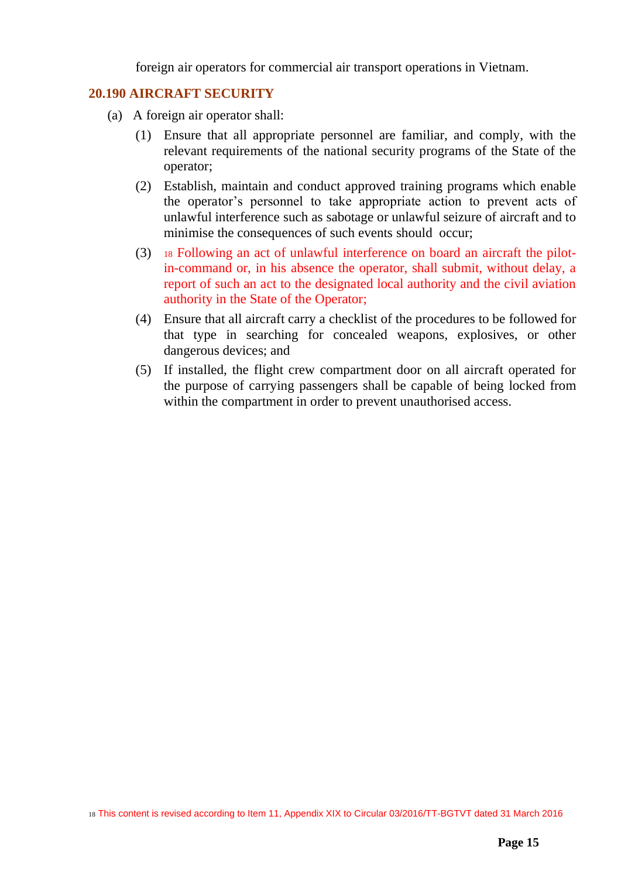foreign air operators for commercial air transport operations in Vietnam.

## 20.190 AIRCRAFT SECURITY

(a) A foreign air operator shall:

(1) Ensure that all appropriate personnel are familiar, and comply, with the relevant requirements of the national security programs of the State of the operator;

(2) Establish, maintain and conduct approved training programs which enable the operator's personnel to take appropriate action to prevent acts of unlawful interference such as sabotage or unlawful seizure of aircraft and to minimise the consequences of such events should occur;

(3) [18] Following an act of unlawful interference on board an aircraft the pilot-in-command or, in his absence the operator, shall submit, without delay, a report of such an act to the designated local authority and the civil aviation authority in the State of the Operator;

(4) Ensure that all aircraft carry a checklist of the procedures to be followed for that type in searching for concealed weapons, explosives, or other dangerous devices; and

(5) If installed, the flight crew compartment door on all aircraft operated for the purpose of carrying passengers shall be capable of being locked from within the compartment in order to prevent unauthorised access.

[18] This content is revised according to Item 11, Appendix XIX to Circular 03/2016/TT-BGTVT dated 31 March 2016